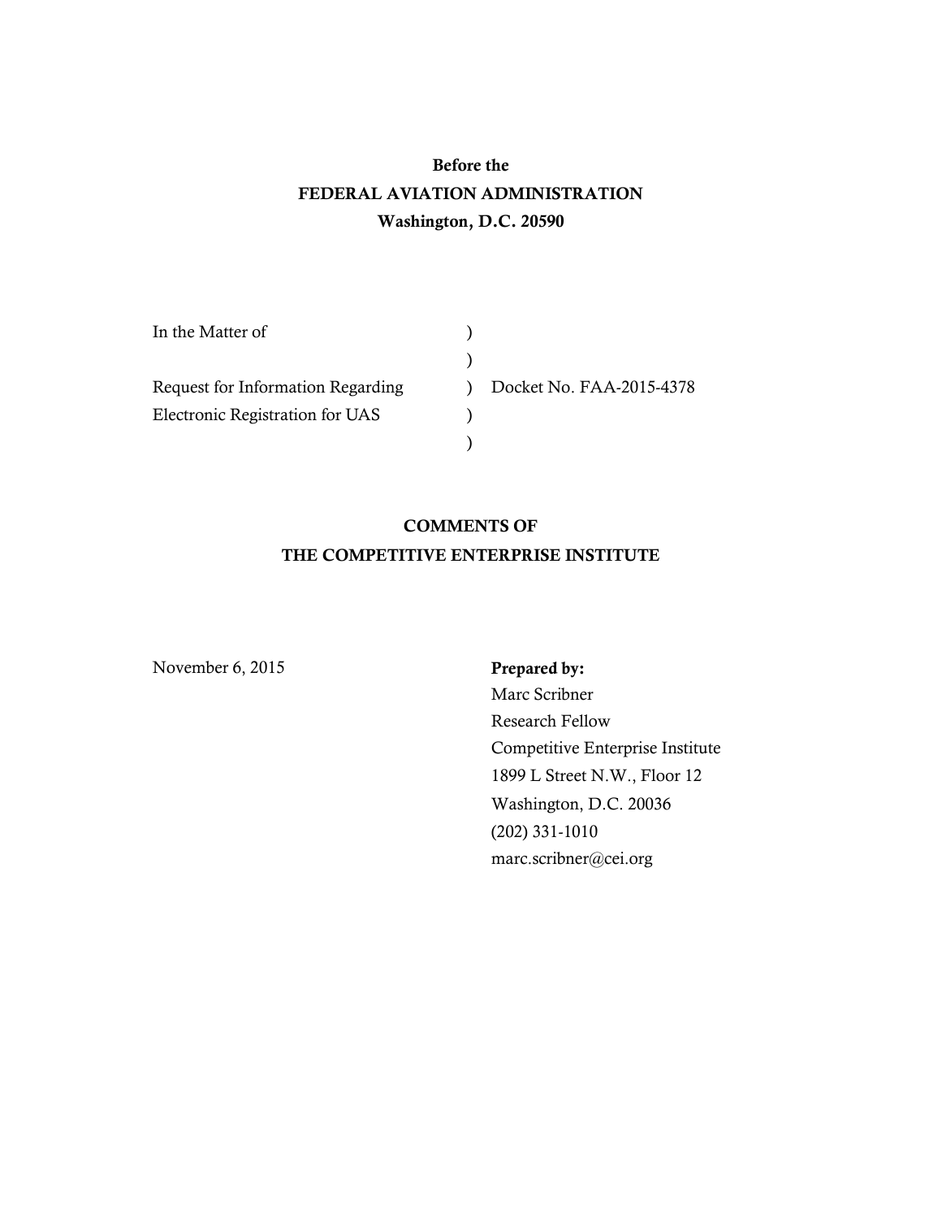**Before the**
**FEDERAL AVIATION ADMINISTRATION**
**Washington, D.C. 20590**

| | | |
|---|---|---|
| In the Matter of | ) | |
| | ) | |
| Request for Information Regarding | ) | Docket No. FAA-2015-4378 |
| Electronic Registration for UAS | ) | |
| | ) | |

**COMMENTS OF**
**THE COMPETITIVE ENTERPRISE INSTITUTE**

November 6, 2015

**Prepared by:**
Marc Scribner
Research Fellow
Competitive Enterprise Institute
1899 L Street N.W., Floor 12
Washington, D.C. 20036
(202) 331-1010
marc.scribner@cei.org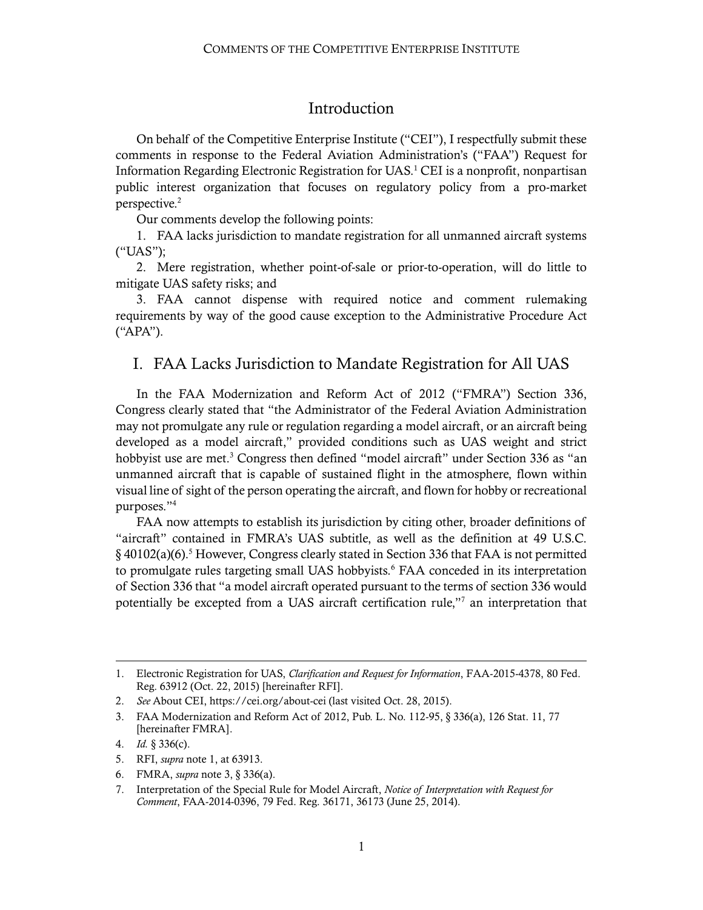## Introduction

On behalf of the Competitive Enterprise Institute ("CEI"), I respectfully submit these comments in response to the Federal Aviation Administration's ("FAA") Request for Information Regarding Electronic Registration for UAS.[1] CEI is a nonprofit, nonpartisan public interest organization that focuses on regulatory policy from a pro-market perspective.[2]

Our comments develop the following points:

1. FAA lacks jurisdiction to mandate registration for all unmanned aircraft systems ("UAS");
2. Mere registration, whether point-of-sale or prior-to-operation, will do little to mitigate UAS safety risks; and
3. FAA cannot dispense with required notice and comment rulemaking requirements by way of the good cause exception to the Administrative Procedure Act ("APA").

## I. FAA Lacks Jurisdiction to Mandate Registration for All UAS

In the FAA Modernization and Reform Act of 2012 ("FMRA") Section 336, Congress clearly stated that "the Administrator of the Federal Aviation Administration may not promulgate any rule or regulation regarding a model aircraft, or an aircraft being developed as a model aircraft," provided conditions such as UAS weight and strict hobbyist use are met.[3] Congress then defined "model aircraft" under Section 336 as "an unmanned aircraft that is capable of sustained flight in the atmosphere, flown within visual line of sight of the person operating the aircraft, and flown for hobby or recreational purposes."[4]

FAA now attempts to establish its jurisdiction by citing other, broader definitions of "aircraft" contained in FMRA's UAS subtitle, as well as the definition at 49 U.S.C. § 40102(a)(6).[5] However, Congress clearly stated in Section 336 that FAA is not permitted to promulgate rules targeting small UAS hobbyists.[6] FAA conceded in its interpretation of Section 336 that "a model aircraft operated pursuant to the terms of section 336 would potentially be excepted from a UAS aircraft certification rule,"[7] an interpretation that

---

1. Electronic Registration for UAS, *Clarification and Request for Information*, FAA-2015-4378, 80 Fed. Reg. 63912 (Oct. 22, 2015) [hereinafter RFI].
2. *See* About CEI, https://cei.org/about-cei (last visited Oct. 28, 2015).
3. FAA Modernization and Reform Act of 2012, Pub. L. No. 112-95, § 336(a), 126 Stat. 11, 77 [hereinafter FMRA].
4. *Id.* § 336(c).
5. RFI, *supra* note 1, at 63913.
6. FMRA, *supra* note 3, § 336(a).
7. Interpretation of the Special Rule for Model Aircraft, *Notice of Interpretation with Request for Comment*, FAA-2014-0396, 79 Fed. Reg. 36171, 36173 (June 25, 2014).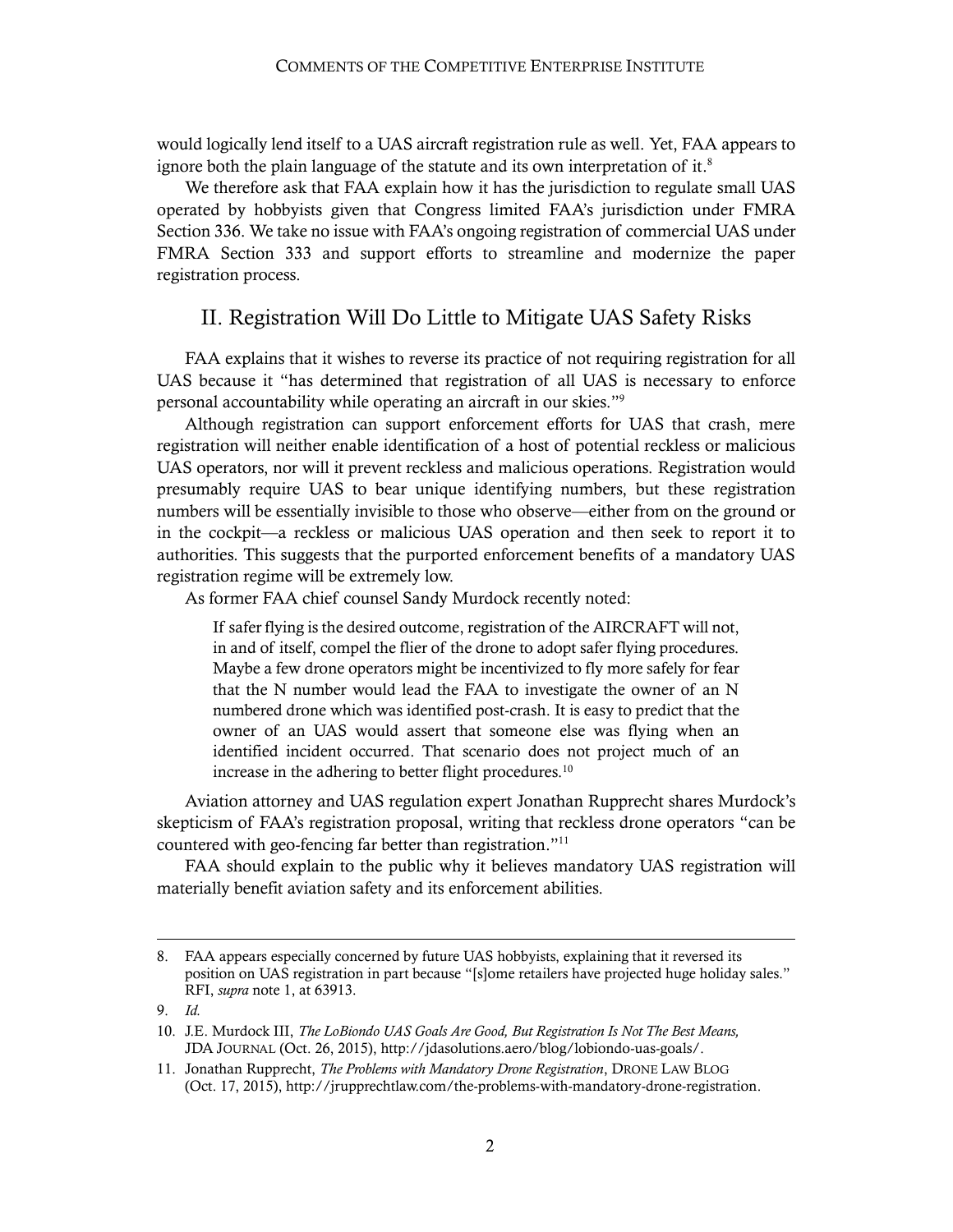would logically lend itself to a UAS aircraft registration rule as well. Yet, FAA appears to ignore both the plain language of the statute and its own interpretation of it.[8]

We therefore ask that FAA explain how it has the jurisdiction to regulate small UAS operated by hobbyists given that Congress limited FAA's jurisdiction under FMRA Section 336. We take no issue with FAA's ongoing registration of commercial UAS under FMRA Section 333 and support efforts to streamline and modernize the paper registration process.

## II. Registration Will Do Little to Mitigate UAS Safety Risks

FAA explains that it wishes to reverse its practice of not requiring registration for all UAS because it "has determined that registration of all UAS is necessary to enforce personal accountability while operating an aircraft in our skies."[9]

Although registration can support enforcement efforts for UAS that crash, mere registration will neither enable identification of a host of potential reckless or malicious UAS operators, nor will it prevent reckless and malicious operations. Registration would presumably require UAS to bear unique identifying numbers, but these registration numbers will be essentially invisible to those who observe—either from on the ground or in the cockpit—a reckless or malicious UAS operation and then seek to report it to authorities. This suggests that the purported enforcement benefits of a mandatory UAS registration regime will be extremely low.

As former FAA chief counsel Sandy Murdock recently noted:

> If safer flying is the desired outcome, registration of the AIRCRAFT will not, in and of itself, compel the flier of the drone to adopt safer flying procedures. Maybe a few drone operators might be incentivized to fly more safely for fear that the N number would lead the FAA to investigate the owner of an N numbered drone which was identified post-crash. It is easy to predict that the owner of an UAS would assert that someone else was flying when an identified incident occurred. That scenario does not project much of an increase in the adhering to better flight procedures.[10]

Aviation attorney and UAS regulation expert Jonathan Rupprecht shares Murdock's skepticism of FAA's registration proposal, writing that reckless drone operators "can be countered with geo-fencing far better than registration."[11]

FAA should explain to the public why it believes mandatory UAS registration will materially benefit aviation safety and its enforcement abilities.

---

8. FAA appears especially concerned by future UAS hobbyists, explaining that it reversed its position on UAS registration in part because "[s]ome retailers have projected huge holiday sales." RFI, *supra* note 1, at 63913.

9. *Id.*

10. J.E. Murdock III, *The LoBiondo UAS Goals Are Good, But Registration Is Not The Best Means,* JDA JOURNAL (Oct. 26, 2015), http://jdasolutions.aero/blog/lobiondo-uas-goals/.

11. Jonathan Rupprecht, *The Problems with Mandatory Drone Registration*, DRONE LAW BLOG (Oct. 17, 2015), http://jrupprechtlaw.com/the-problems-with-mandatory-drone-registration.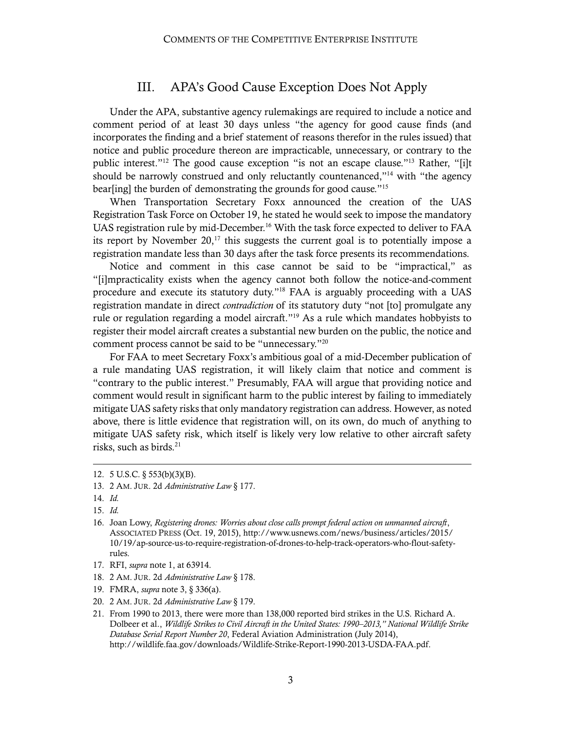## III. APA's Good Cause Exception Does Not Apply

Under the APA, substantive agency rulemakings are required to include a notice and comment period of at least 30 days unless "the agency for good cause finds (and incorporates the finding and a brief statement of reasons therefor in the rules issued) that notice and public procedure thereon are impracticable, unnecessary, or contrary to the public interest."[12] The good cause exception "is not an escape clause."[13] Rather, "[i]t should be narrowly construed and only reluctantly countenanced,"[14] with "the agency bear[ing] the burden of demonstrating the grounds for good cause."[15]

When Transportation Secretary Foxx announced the creation of the UAS Registration Task Force on October 19, he stated he would seek to impose the mandatory UAS registration rule by mid-December.[16] With the task force expected to deliver to FAA its report by November 20,[17] this suggests the current goal is to potentially impose a registration mandate less than 30 days after the task force presents its recommendations.

Notice and comment in this case cannot be said to be "impractical," as "[i]mpracticality exists when the agency cannot both follow the notice-and-comment procedure and execute its statutory duty."[18] FAA is arguably proceeding with a UAS registration mandate in direct *contradiction* of its statutory duty "not [to] promulgate any rule or regulation regarding a model aircraft."[19] As a rule which mandates hobbyists to register their model aircraft creates a substantial new burden on the public, the notice and comment process cannot be said to be "unnecessary."[20]

For FAA to meet Secretary Foxx's ambitious goal of a mid-December publication of a rule mandating UAS registration, it will likely claim that notice and comment is "contrary to the public interest." Presumably, FAA will argue that providing notice and comment would result in significant harm to the public interest by failing to immediately mitigate UAS safety risks that only mandatory registration can address. However, as noted above, there is little evidence that registration will, on its own, do much of anything to mitigate UAS safety risk, which itself is likely very low relative to other aircraft safety risks, such as birds.[21]

---

12. 5 U.S.C. § 553(b)(3)(B).
13. 2 AM. JUR. 2d *Administrative Law* § 177.
14. *Id.*
15. *Id.*
16. Joan Lowy, *Registering drones: Worries about close calls prompt federal action on unmanned aircraft*, ASSOCIATED PRESS (Oct. 19, 2015), http://www.usnews.com/news/business/articles/2015/10/19/ap-source-us-to-require-registration-of-drones-to-help-track-operators-who-flout-safety-rules.
17. RFI, *supra* note 1, at 63914.
18. 2 AM. JUR. 2d *Administrative Law* § 178.
19. FMRA, *supra* note 3, § 336(a).
20. 2 AM. JUR. 2d *Administrative Law* § 179.
21. From 1990 to 2013, there were more than 138,000 reported bird strikes in the U.S. Richard A. Dolbeer et al., *Wildlife Strikes to Civil Aircraft in the United States: 1990–2013," National Wildlife Strike Database Serial Report Number 20*, Federal Aviation Administration (July 2014), http://wildlife.faa.gov/downloads/Wildlife-Strike-Report-1990-2013-USDA-FAA.pdf.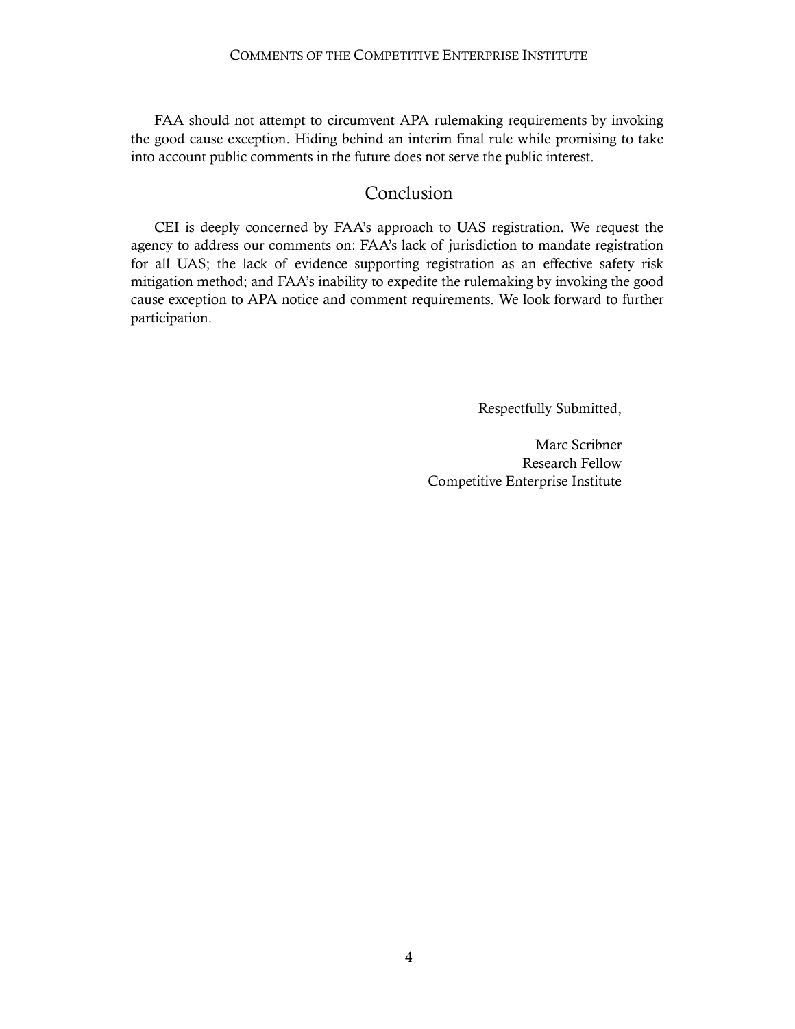FAA should not attempt to circumvent APA rulemaking requirements by invoking the good cause exception. Hiding behind an interim final rule while promising to take into account public comments in the future does not serve the public interest.

## Conclusion

CEI is deeply concerned by FAA's approach to UAS registration. We request the agency to address our comments on: FAA's lack of jurisdiction to mandate registration for all UAS; the lack of evidence supporting registration as an effective safety risk mitigation method; and FAA's inability to expedite the rulemaking by invoking the good cause exception to APA notice and comment requirements. We look forward to further participation.

Respectfully Submitted,

Marc Scribner
Research Fellow
Competitive Enterprise Institute